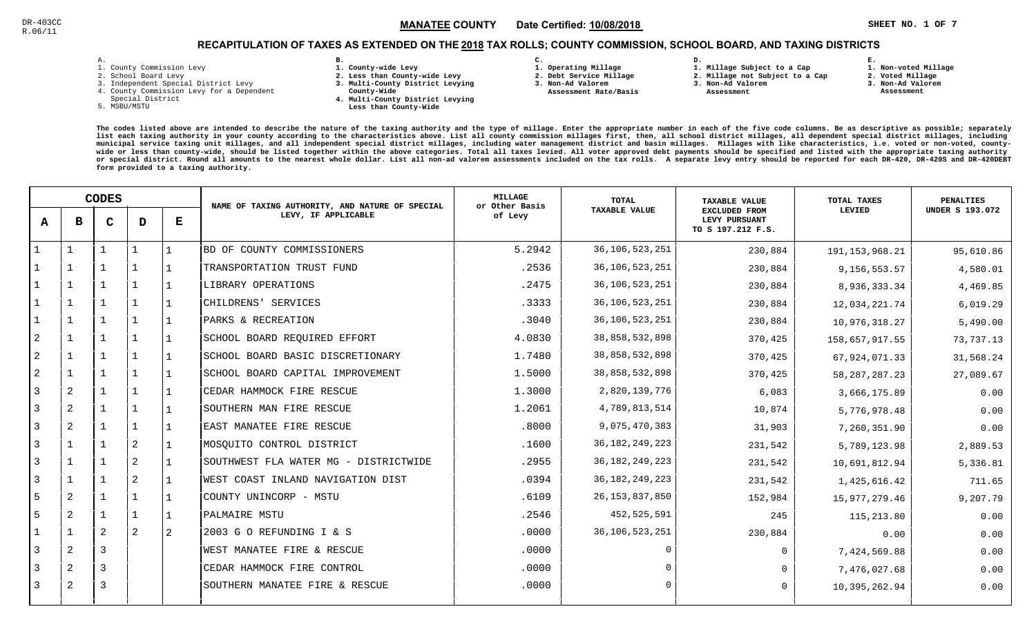DR-403CC
R.06/11

**MANATEE COUNTY** Date Certified: **10/08/2018**

## RECAPITULATION OF TAXES AS EXTENDED ON THE 2018 TAX ROLLS; COUNTY COMMISSION, SCHOOL BOARD, AND TAXING DISTRICTS

A.
1. County Commission Levy
2. School Board Levy
3. Independent Special District Levy
4. County Commission Levy for a Dependent Special District
5. MSBU/MSTU

B.
1. County-wide Levy
2. Less than County-wide Levy
3. Multi-County District Levying County-Wide
4. Multi-County District Levying Less than County-Wide

C.
1. Operating Millage
2. Debt Service Millage
3. Non-Ad Valorem Assessment Rate/Basis

D.
1. Millage Subject to a Cap
2. Millage not Subject to a Cap
3. Non-Ad Valorem Assessment

E.
1. Non-voted Millage
2. Voted Millage
3. Non-Ad Valorem Assessment

The codes listed above are intended to describe the nature of the taxing authority and the type of millage. Enter the appropriate number in each of the five code columns. Be as descriptive as possible; separately list each taxing authority in your county according to the characteristics above. List all county commission millages first, then, all school district millages, all dependent special district millages, including municipal service taxing unit millages, and all independent special district millages, including water management district and basin millages. Millages with like characteristics, i.e. voted or non-voted, county-wide or less than county-wide, should be listed together within the above categories. Total all taxes levied. All voter approved debt payments should be specified and listed with the appropriate taxing authority or special district. Round all amounts to the nearest whole dollar. List all non-ad valorem assessments included on the tax rolls. A separate levy entry should be reported for each DR-420, DR-420S and DR-420DEBT form provided to a taxing authority.

| CODES | | | | | NAME OF TAXING AUTHORITY, AND NATURE OF SPECIAL LEVY, IF APPLICABLE | MILLAGE or Other Basis of Levy | TOTAL TAXABLE VALUE | TAXABLE VALUE EXCLUDED FROM LEVY PURSUANT TO S 197.212 F.S. | TOTAL TAXES LEVIED | PENALTIES UNDER S 193.072 |
|---|---|---|---|---|---|---|---|---|---|---|
| A | B | C | D | E | | | | | | |
| 1 | 1 | 1 | 1 | 1 | BD OF COUNTY COMMISSIONERS | 5.2942 | 36,106,523,251 | 230,884 | 191,153,968.21 | 95,610.86 |
| 1 | 1 | 1 | 1 | 1 | TRANSPORTATION TRUST FUND | .2536 | 36,106,523,251 | 230,884 | 9,156,553.57 | 4,580.01 |
| 1 | 1 | 1 | 1 | 1 | LIBRARY OPERATIONS | .2475 | 36,106,523,251 | 230,884 | 8,936,333.34 | 4,469.85 |
| 1 | 1 | 1 | 1 | 1 | CHILDRENS' SERVICES | .3333 | 36,106,523,251 | 230,884 | 12,034,221.74 | 6,019.29 |
| 1 | 1 | 1 | 1 | 1 | PARKS & RECREATION | .3040 | 36,106,523,251 | 230,884 | 10,976,318.27 | 5,490.00 |
| 2 | 1 | 1 | 1 | 1 | SCHOOL BOARD REQUIRED EFFORT | 4.0830 | 38,858,532,898 | 370,425 | 158,657,917.55 | 73,737.13 |
| 2 | 1 | 1 | 1 | 1 | SCHOOL BOARD BASIC DISCRETIONARY | 1.7480 | 38,858,532,898 | 370,425 | 67,924,071.33 | 31,568.24 |
| 2 | 1 | 1 | 1 | 1 | SCHOOL BOARD CAPITAL IMPROVEMENT | 1.5000 | 38,858,532,898 | 370,425 | 58,287,287.23 | 27,089.67 |
| 3 | 2 | 1 | 1 | 1 | CEDAR HAMMOCK FIRE RESCUE | 1.3000 | 2,820,139,776 | 6,083 | 3,666,175.89 | 0.00 |
| 3 | 2 | 1 | 1 | 1 | SOUTHERN MAN FIRE RESCUE | 1.2061 | 4,789,813,514 | 10,874 | 5,776,978.48 | 0.00 |
| 3 | 2 | 1 | 1 | 1 | EAST MANATEE FIRE RESCUE | .8000 | 9,075,470,383 | 31,903 | 7,260,351.90 | 0.00 |
| 3 | 1 | 1 | 2 | 1 | MOSQUITO CONTROL DISTRICT | .1600 | 36,182,249,223 | 231,542 | 5,789,123.98 | 2,889.53 |
| 3 | 1 | 1 | 2 | 1 | SOUTHWEST FLA WATER MG - DISTRICTWIDE | .2955 | 36,182,249,223 | 231,542 | 10,691,812.94 | 5,336.81 |
| 3 | 1 | 1 | 2 | 1 | WEST COAST INLAND NAVIGATION DIST | .0394 | 36,182,249,223 | 231,542 | 1,425,616.42 | 711.65 |
| 5 | 2 | 1 | 1 | 1 | COUNTY UNINCORP - MSTU | .6109 | 26,153,837,850 | 152,984 | 15,977,279.46 | 9,207.79 |
| 5 | 2 | 1 | 1 | 1 | PALMAIRE MSTU | .2546 | 452,525,591 | 245 | 115,213.80 | 0.00 |
| 1 | 1 | 2 | 2 | 2 | 2003 G O REFUNDING I & S | .0000 | 36,106,523,251 | 230,884 | 0.00 | 0.00 |
| 3 | 2 | 3 | | | WEST MANATEE FIRE & RESCUE | .0000 | 0 | 0 | 7,424,569.88 | 0.00 |
| 3 | 2 | 3 | | | CEDAR HAMMOCK FIRE CONTROL | .0000 | 0 | 0 | 7,476,027.68 | 0.00 |
| 3 | 2 | 3 | | | SOUTHERN MANATEE FIRE & RESCUE | .0000 | 0 | 0 | 10,395,262.94 | 0.00 |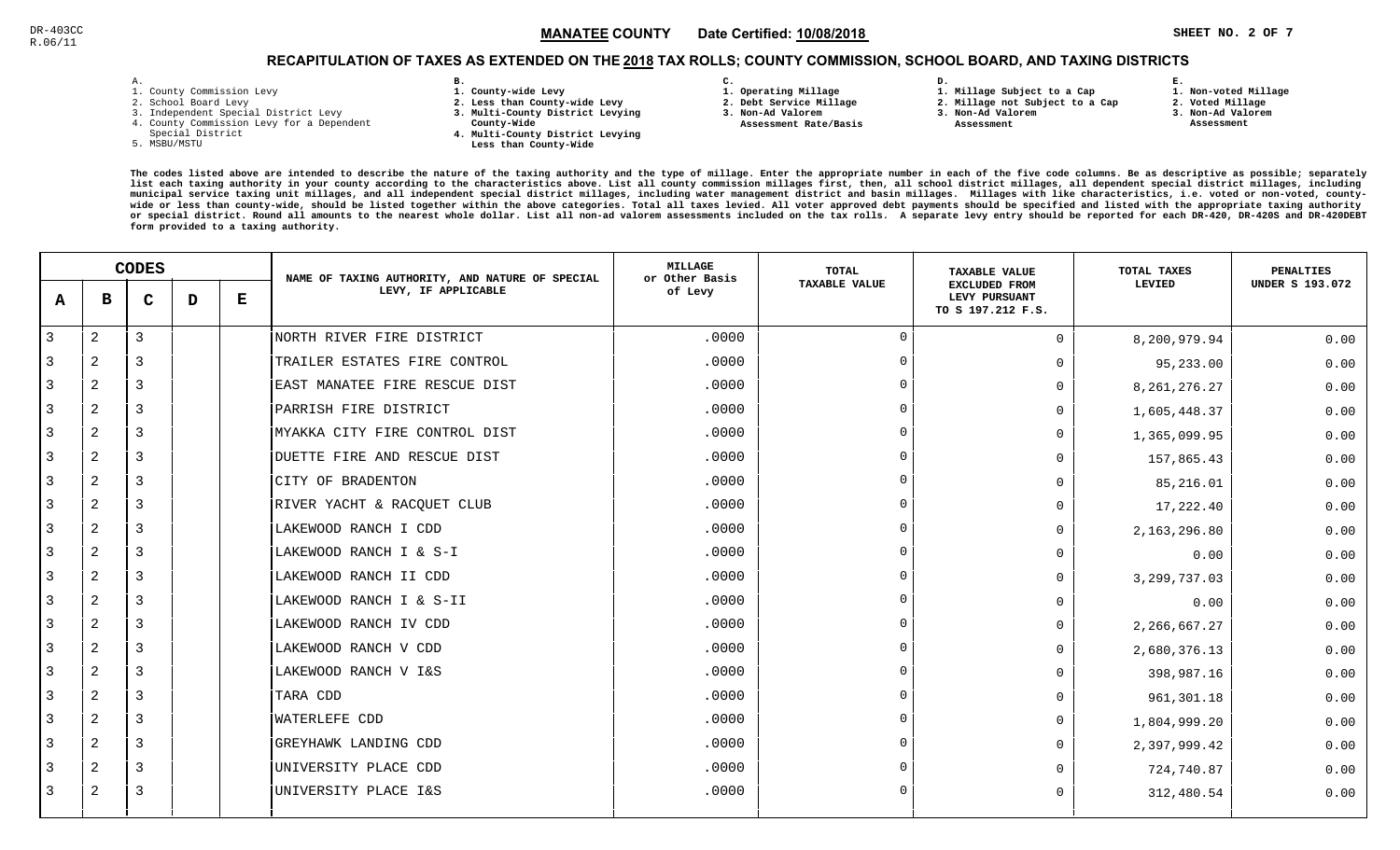DR-403CC
R.06/11

**MANATEE COUNTY** Date Certified: **10/08/2018**

## RECAPITULATION OF TAXES AS EXTENDED ON THE 2018 TAX ROLLS; COUNTY COMMISSION, SCHOOL BOARD, AND TAXING DISTRICTS

A.
1. County Commission Levy
2. School Board Levy
3. Independent Special District Levy
4. County Commission Levy for a Dependent Special District
5. MSBU/MSTU

B.
1. County-wide Levy
2. Less than County-wide Levy
3. Multi-County District Levying County-Wide
4. Multi-County District Levying Less than County-Wide

C.
1. Operating Millage
2. Debt Service Millage
3. Non-Ad Valorem Assessment Rate/Basis

D.
1. Millage Subject to a Cap
2. Millage not Subject to a Cap
3. Non-Ad Valorem Assessment

E.
1. Non-voted Millage
2. Voted Millage
3. Non-Ad Valorem Assessment

The codes listed above are intended to describe the nature of the taxing authority and the type of millage. Enter the appropriate number in each of the five code columns. Be as descriptive as possible; separately list each taxing authority in your county according to the characteristics above. List all county commission millages first, then, all school district millages, all dependent special district millages, including municipal service taxing unit millages, and all independent special district millages, including water management district and basin millages. Millages with like characteristics, i.e. voted or non-voted, county-wide or less than county-wide, should be listed together within the above categories. Total all taxes levied. All voter approved debt payments should be specified and listed with the appropriate taxing authority or special district. Round all amounts to the nearest whole dollar. List all non-ad valorem assessments included on the tax rolls. A separate levy entry should be reported for each DR-420, DR-420S and DR-420DEBT form provided to a taxing authority.

| CODES A | B | C | D | E | NAME OF TAXING AUTHORITY, AND NATURE OF SPECIAL LEVY, IF APPLICABLE | MILLAGE or Other Basis of Levy | TOTAL TAXABLE VALUE | TAXABLE VALUE EXCLUDED FROM LEVY PURSUANT TO S 197.212 F.S. | TOTAL TAXES LEVIED | PENALTIES UNDER S 193.072 |
|---|---|---|---|---|---|---|---|---|---|---|
| 3 | 2 | 3 | | | NORTH RIVER FIRE DISTRICT | .0000 | 0 | 0 | 8,200,979.94 | 0.00 |
| 3 | 2 | 3 | | | TRAILER ESTATES FIRE CONTROL | .0000 | 0 | 0 | 95,233.00 | 0.00 |
| 3 | 2 | 3 | | | EAST MANATEE FIRE RESCUE DIST | .0000 | 0 | 0 | 8,261,276.27 | 0.00 |
| 3 | 2 | 3 | | | PARRISH FIRE DISTRICT | .0000 | 0 | 0 | 1,605,448.37 | 0.00 |
| 3 | 2 | 3 | | | MYAKKA CITY FIRE CONTROL DIST | .0000 | 0 | 0 | 1,365,099.95 | 0.00 |
| 3 | 2 | 3 | | | DUETTE FIRE AND RESCUE DIST | .0000 | 0 | 0 | 157,865.43 | 0.00 |
| 3 | 2 | 3 | | | CITY OF BRADENTON | .0000 | 0 | 0 | 85,216.01 | 0.00 |
| 3 | 2 | 3 | | | RIVER YACHT & RACQUET CLUB | .0000 | 0 | 0 | 17,222.40 | 0.00 |
| 3 | 2 | 3 | | | LAKEWOOD RANCH I CDD | .0000 | 0 | 0 | 2,163,296.80 | 0.00 |
| 3 | 2 | 3 | | | LAKEWOOD RANCH I & S-I | .0000 | 0 | 0 | 0.00 | 0.00 |
| 3 | 2 | 3 | | | LAKEWOOD RANCH II CDD | .0000 | 0 | 0 | 3,299,737.03 | 0.00 |
| 3 | 2 | 3 | | | LAKEWOOD RANCH I & S-II | .0000 | 0 | 0 | 0.00 | 0.00 |
| 3 | 2 | 3 | | | LAKEWOOD RANCH IV CDD | .0000 | 0 | 0 | 2,266,667.27 | 0.00 |
| 3 | 2 | 3 | | | LAKEWOOD RANCH V CDD | .0000 | 0 | 0 | 2,680,376.13 | 0.00 |
| 3 | 2 | 3 | | | LAKEWOOD RANCH V I&S | .0000 | 0 | 0 | 398,987.16 | 0.00 |
| 3 | 2 | 3 | | | TARA CDD | .0000 | 0 | 0 | 961,301.18 | 0.00 |
| 3 | 2 | 3 | | | WATERLEFE CDD | .0000 | 0 | 0 | 1,804,999.20 | 0.00 |
| 3 | 2 | 3 | | | GREYHAWK LANDING CDD | .0000 | 0 | 0 | 2,397,999.42 | 0.00 |
| 3 | 2 | 3 | | | UNIVERSITY PLACE CDD | .0000 | 0 | 0 | 724,740.87 | 0.00 |
| 3 | 2 | 3 | | | UNIVERSITY PLACE I&S | .0000 | 0 | 0 | 312,480.54 | 0.00 |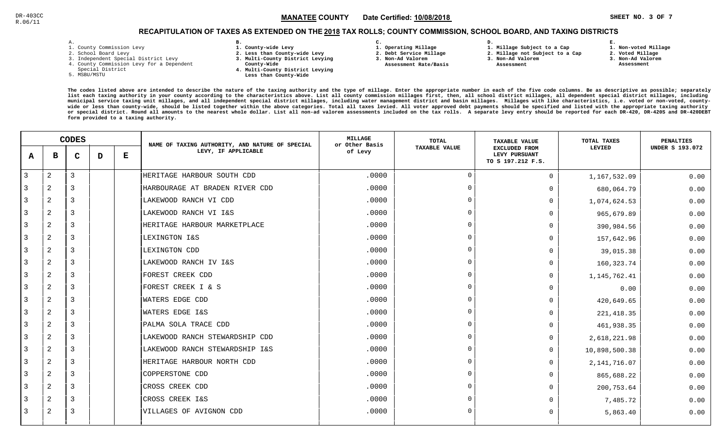DR-403CC
R.06/11

**MANATEE COUNTY** Date Certified: **10/08/2018**

## RECAPITULATION OF TAXES AS EXTENDED ON THE 2018 TAX ROLLS; COUNTY COMMISSION, SCHOOL BOARD, AND TAXING DISTRICTS

A.
1. County Commission Levy
2. School Board Levy
3. Independent Special District Levy
4. County Commission Levy for a Dependent Special District
5. MSBU/MSTU

B.
1. County-wide Levy
2. Less than County-wide Levy
3. Multi-County District Levying County-Wide
4. Multi-County District Levying Less than County-Wide

C.
1. Operating Millage
2. Debt Service Millage
3. Non-Ad Valorem Assessment Rate/Basis

D.
1. Millage Subject to a Cap
2. Millage not Subject to a Cap
3. Non-Ad Valorem Assessment

E.
1. Non-voted Millage
2. Voted Millage
3. Non-Ad Valorem Assessment

The codes listed above are intended to describe the nature of the taxing authority and the type of millage. Enter the appropriate number in each of the five code columns. Be as descriptive as possible; separately list each taxing authority in your county according to the characteristics above. List all county commission millages first, then, all school district millages, all dependent special district millages, including municipal service taxing unit millages, and all independent special district millages, including water management district and basin millages. Millages with like characteristics, i.e. voted or non-voted, county-wide or less than county-wide, should be listed together within the above categories. Total all taxes levied. All voter approved debt payments should be specified and listed with the appropriate taxing authority or special district. Round all amounts to the nearest whole dollar. List all non-ad valorem assessments included on the tax rolls. A separate levy entry should be reported for each DR-420, DR-420S and DR-420DEBT form provided to a taxing authority.

| A | B | C | D | E | NAME OF TAXING AUTHORITY, AND NATURE OF SPECIAL LEVY, IF APPLICABLE | MILLAGE or Other Basis of Levy | TOTAL TAXABLE VALUE | TAXABLE VALUE EXCLUDED FROM LEVY PURSUANT TO S 197.212 F.S. | TOTAL TAXES LEVIED | PENALTIES UNDER S 193.072 |
|---|---|---|---|---|---|---|---|---|---|---|
| 3 | 2 | 3 | | | HERITAGE HARBOUR SOUTH CDD | .0000 | 0 | 0 | 1,167,532.09 | 0.00 |
| 3 | 2 | 3 | | | HARBOURAGE AT BRADEN RIVER CDD | .0000 | 0 | 0 | 680,064.79 | 0.00 |
| 3 | 2 | 3 | | | LAKEWOOD RANCH VI CDD | .0000 | 0 | 0 | 1,074,624.53 | 0.00 |
| 3 | 2 | 3 | | | LAKEWOOD RANCH VI I&S | .0000 | 0 | 0 | 965,679.89 | 0.00 |
| 3 | 2 | 3 | | | HERITAGE HARBOUR MARKETPLACE | .0000 | 0 | 0 | 390,984.56 | 0.00 |
| 3 | 2 | 3 | | | LEXINGTON I&S | .0000 | 0 | 0 | 157,642.96 | 0.00 |
| 3 | 2 | 3 | | | LEXINGTON CDD | .0000 | 0 | 0 | 39,015.38 | 0.00 |
| 3 | 2 | 3 | | | LAKEWOOD RANCH IV I&S | .0000 | 0 | 0 | 160,323.74 | 0.00 |
| 3 | 2 | 3 | | | FOREST CREEK CDD | .0000 | 0 | 0 | 1,145,762.41 | 0.00 |
| 3 | 2 | 3 | | | FOREST CREEK I & S | .0000 | 0 | 0 | 0.00 | 0.00 |
| 3 | 2 | 3 | | | WATERS EDGE CDD | .0000 | 0 | 0 | 420,649.65 | 0.00 |
| 3 | 2 | 3 | | | WATERS EDGE I&S | .0000 | 0 | 0 | 221,418.35 | 0.00 |
| 3 | 2 | 3 | | | PALMA SOLA TRACE CDD | .0000 | 0 | 0 | 461,938.35 | 0.00 |
| 3 | 2 | 3 | | | LAKEWOOD RANCH STEWARDSHIP CDD | .0000 | 0 | 0 | 2,618,221.98 | 0.00 |
| 3 | 2 | 3 | | | LAKEWOOD RANCH STEWARDSHIP I&S | .0000 | 0 | 0 | 10,898,500.38 | 0.00 |
| 3 | 2 | 3 | | | HERITAGE HARBOUR NORTH CDD | .0000 | 0 | 0 | 2,141,716.07 | 0.00 |
| 3 | 2 | 3 | | | COPPERSTONE CDD | .0000 | 0 | 0 | 865,688.22 | 0.00 |
| 3 | 2 | 3 | | | CROSS CREEK CDD | .0000 | 0 | 0 | 200,753.64 | 0.00 |
| 3 | 2 | 3 | | | CROSS CREEK I&S | .0000 | 0 | 0 | 7,485.72 | 0.00 |
| 3 | 2 | 3 | | | VILLAGES OF AVIGNON CDD | .0000 | 0 | 0 | 5,863.40 | 0.00 |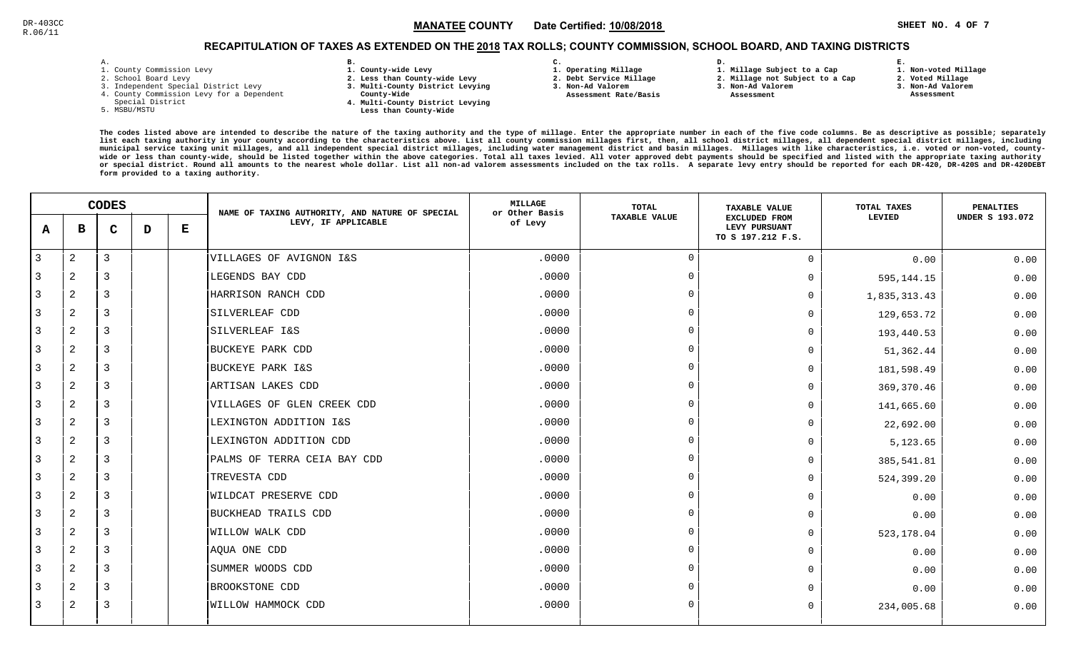DR-403CC
R.06/11

**MANATEE COUNTY** Date Certified: **10/08/2018**

# RECAPITULATION OF TAXES AS EXTENDED ON THE 2018 TAX ROLLS; COUNTY COMMISSION, SCHOOL BOARD, AND TAXING DISTRICTS

A.
1. County Commission Levy
2. School Board Levy
3. Independent Special District Levy
4. County Commission Levy for a Dependent Special District
5. MSBU/MSTU

B.
1. County-wide Levy
2. Less than County-wide Levy
3. Multi-County District Levying County-Wide
4. Multi-County District Levying Less than County-Wide

C.
1. Operating Millage
2. Debt Service Millage
3. Non-Ad Valorem Assessment Rate/Basis

D.
1. Millage Subject to a Cap
2. Millage not Subject to a Cap
3. Non-Ad Valorem Assessment

E.
1. Non-voted Millage
2. Voted Millage
3. Non-Ad Valorem Assessment

The codes listed above are intended to describe the nature of the taxing authority and the type of millage. Enter the appropriate number in each of the five code columns. Be as descriptive as possible; separately list each taxing authority in your county according to the characteristics above. List all county commission millages first, then, all school district millages, all dependent special district millages, including municipal service taxing unit millages, and all independent special district millages, including water management district and basin millages. Millages with like characteristics, i.e. voted or non-voted, county-wide or less than county-wide, should be listed together within the above categories. Total all taxes levied. All voter approved debt payments should be specified and listed with the appropriate taxing authority or special district. Round all amounts to the nearest whole dollar. List all non-ad valorem assessments included on the tax rolls. A separate levy entry should be reported for each DR-420, DR-420S and DR-420DEBT form provided to a taxing authority.

| CODES | | | | | NAME OF TAXING AUTHORITY, AND NATURE OF SPECIAL LEVY, IF APPLICABLE | MILLAGE or Other Basis of Levy | TOTAL TAXABLE VALUE | TAXABLE VALUE EXCLUDED FROM LEVY PURSUANT TO S 197.212 F.S. | TOTAL TAXES LEVIED | PENALTIES UNDER S 193.072 |
|---|---|---|---|---|---|---|---|---|---|---|
| A | B | C | D | E | | | | | | |
| 3 | 2 | 3 | | | VILLAGES OF AVIGNON I&S | .0000 | 0 | 0 | 0.00 | 0.00 |
| 3 | 2 | 3 | | | LEGENDS BAY CDD | .0000 | 0 | 0 | 595,144.15 | 0.00 |
| 3 | 2 | 3 | | | HARRISON RANCH CDD | .0000 | 0 | 0 | 1,835,313.43 | 0.00 |
| 3 | 2 | 3 | | | SILVERLEAF CDD | .0000 | 0 | 0 | 129,653.72 | 0.00 |
| 3 | 2 | 3 | | | SILVERLEAF I&S | .0000 | 0 | 0 | 193,440.53 | 0.00 |
| 3 | 2 | 3 | | | BUCKEYE PARK CDD | .0000 | 0 | 0 | 51,362.44 | 0.00 |
| 3 | 2 | 3 | | | BUCKEYE PARK I&S | .0000 | 0 | 0 | 181,598.49 | 0.00 |
| 3 | 2 | 3 | | | ARTISAN LAKES CDD | .0000 | 0 | 0 | 369,370.46 | 0.00 |
| 3 | 2 | 3 | | | VILLAGES OF GLEN CREEK CDD | .0000 | 0 | 0 | 141,665.60 | 0.00 |
| 3 | 2 | 3 | | | LEXINGTON ADDITION I&S | .0000 | 0 | 0 | 22,692.00 | 0.00 |
| 3 | 2 | 3 | | | LEXINGTON ADDITION CDD | .0000 | 0 | 0 | 5,123.65 | 0.00 |
| 3 | 2 | 3 | | | PALMS OF TERRA CEIA BAY CDD | .0000 | 0 | 0 | 385,541.81 | 0.00 |
| 3 | 2 | 3 | | | TREVESTA CDD | .0000 | 0 | 0 | 524,399.20 | 0.00 |
| 3 | 2 | 3 | | | WILDCAT PRESERVE CDD | .0000 | 0 | 0 | 0.00 | 0.00 |
| 3 | 2 | 3 | | | BUCKHEAD TRAILS CDD | .0000 | 0 | 0 | 0.00 | 0.00 |
| 3 | 2 | 3 | | | WILLOW WALK CDD | .0000 | 0 | 0 | 523,178.04 | 0.00 |
| 3 | 2 | 3 | | | AQUA ONE CDD | .0000 | 0 | 0 | 0.00 | 0.00 |
| 3 | 2 | 3 | | | SUMMER WOODS CDD | .0000 | 0 | 0 | 0.00 | 0.00 |
| 3 | 2 | 3 | | | BROOKSTONE CDD | .0000 | 0 | 0 | 0.00 | 0.00 |
| 3 | 2 | 3 | | | WILLOW HAMMOCK CDD | .0000 | 0 | 0 | 234,005.68 | 0.00 |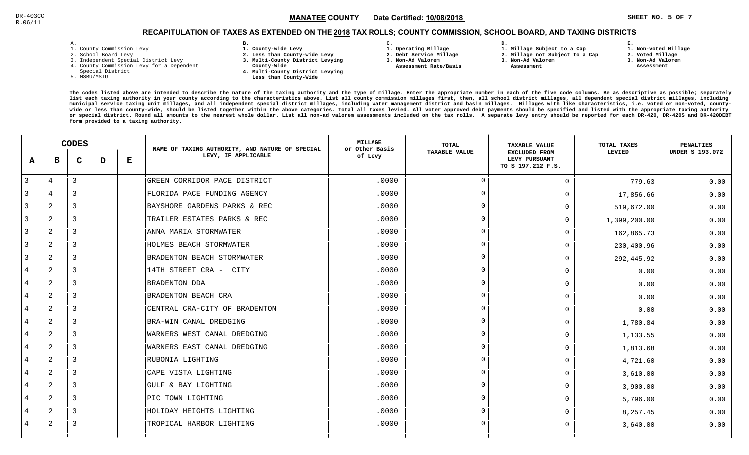DR-403CC
R.06/11

**MANATEE COUNTY** Date Certified: **10/08/2018**

## RECAPITULATION OF TAXES AS EXTENDED ON THE 2018 TAX ROLLS; COUNTY COMMISSION, SCHOOL BOARD, AND TAXING DISTRICTS

A.
1. County Commission Levy
2. School Board Levy
3. Independent Special District Levy
4. County Commission Levy for a Dependent Special District
5. MSBU/MSTU

B.
1. County-wide Levy
2. Less than County-wide Levy
3. Multi-County District Levying County-Wide
4. Multi-County District Levying Less than County-Wide

C.
1. Operating Millage
2. Debt Service Millage
3. Non-Ad Valorem Assessment Rate/Basis

D.
1. Millage Subject to a Cap
2. Millage not Subject to a Cap
3. Non-Ad Valorem Assessment

E.
1. Non-voted Millage
2. Voted Millage
3. Non-Ad Valorem Assessment

The codes listed above are intended to describe the nature of the taxing authority and the type of millage. Enter the appropriate number in each of the five code columns. Be as descriptive as possible; separately list each taxing authority in your county according to the characteristics above. List all county commission millages first, then, all school district millages, all dependent special district millages, including municipal service taxing unit millages, and all independent special district millages, including water management district and basin millages. Millages with like characteristics, i.e. voted or non-voted, county-wide or less than county-wide, should be listed together within the above categories. Total all taxes levied. All voter approved debt payments should be specified and listed with the appropriate taxing authority or special district. Round all amounts to the nearest whole dollar. List all non-ad valorem assessments included on the tax rolls. A separate levy entry should be reported for each DR-420, DR-420S and DR-420DEBT form provided to a taxing authority.

| CODES | | | | | NAME OF TAXING AUTHORITY, AND NATURE OF SPECIAL LEVY, IF APPLICABLE | MILLAGE or Other Basis of Levy | TOTAL TAXABLE VALUE | TAXABLE VALUE EXCLUDED FROM LEVY PURSUANT TO S 197.212 F.S. | TOTAL TAXES LEVIED | PENALTIES UNDER S 193.072 |
|---|---|---|---|---|---|---|---|---|---|---|
| A | B | C | D | E | | | | | | |
| 3 | 4 | 3 | | | GREEN CORRIDOR PACE DISTRICT | .0000 | 0 | 0 | 779.63 | 0.00 |
| 3 | 4 | 3 | | | FLORIDA PACE FUNDING AGENCY | .0000 | 0 | 0 | 17,856.66 | 0.00 |
| 3 | 2 | 3 | | | BAYSHORE GARDENS PARKS & REC | .0000 | 0 | 0 | 519,672.00 | 0.00 |
| 3 | 2 | 3 | | | TRAILER ESTATES PARKS & REC | .0000 | 0 | 0 | 1,399,200.00 | 0.00 |
| 3 | 2 | 3 | | | ANNA MARIA STORMWATER | .0000 | 0 | 0 | 162,865.73 | 0.00 |
| 3 | 2 | 3 | | | HOLMES BEACH STORMWATER | .0000 | 0 | 0 | 230,400.96 | 0.00 |
| 3 | 2 | 3 | | | BRADENTON BEACH STORMWATER | .0000 | 0 | 0 | 292,445.92 | 0.00 |
| 4 | 2 | 3 | | | 14TH STREET CRA - CITY | .0000 | 0 | 0 | 0.00 | 0.00 |
| 4 | 2 | 3 | | | BRADENTON DDA | .0000 | 0 | 0 | 0.00 | 0.00 |
| 4 | 2 | 3 | | | BRADENTON BEACH CRA | .0000 | 0 | 0 | 0.00 | 0.00 |
| 4 | 2 | 3 | | | CENTRAL CRA-CITY OF BRADENTON | .0000 | 0 | 0 | 0.00 | 0.00 |
| 4 | 2 | 3 | | | BRA-WIN CANAL DREDGING | .0000 | 0 | 0 | 1,780.84 | 0.00 |
| 4 | 2 | 3 | | | WARNERS WEST CANAL DREDGING | .0000 | 0 | 0 | 1,133.55 | 0.00 |
| 4 | 2 | 3 | | | WARNERS EAST CANAL DREDGING | .0000 | 0 | 0 | 1,813.68 | 0.00 |
| 4 | 2 | 3 | | | RUBONIA LIGHTING | .0000 | 0 | 0 | 4,721.60 | 0.00 |
| 4 | 2 | 3 | | | CAPE VISTA LIGHTING | .0000 | 0 | 0 | 3,610.00 | 0.00 |
| 4 | 2 | 3 | | | GULF & BAY LIGHTING | .0000 | 0 | 0 | 3,900.00 | 0.00 |
| 4 | 2 | 3 | | | PIC TOWN LIGHTING | .0000 | 0 | 0 | 5,796.00 | 0.00 |
| 4 | 2 | 3 | | | HOLIDAY HEIGHTS LIGHTING | .0000 | 0 | 0 | 8,257.45 | 0.00 |
| 4 | 2 | 3 | | | TROPICAL HARBOR LIGHTING | .0000 | 0 | 0 | 3,640.00 | 0.00 |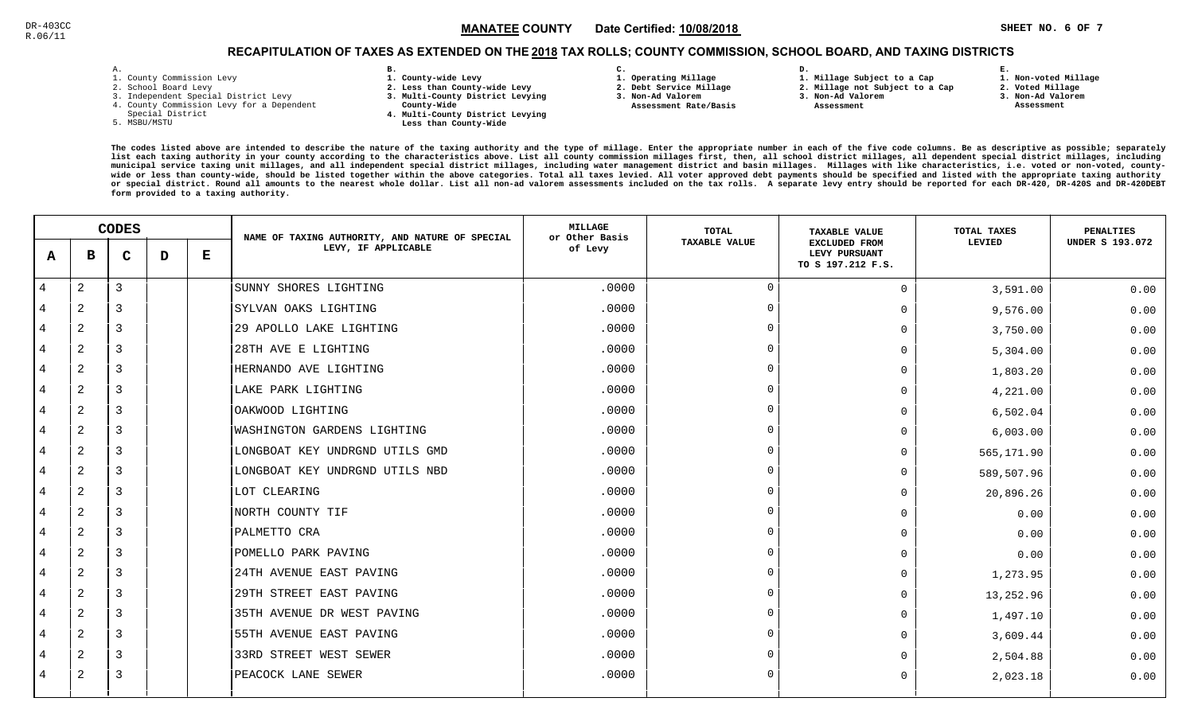DR-403CC
R.06/11

**MANATEE COUNTY** Date Certified: **10/08/2018**

## RECAPITULATION OF TAXES AS EXTENDED ON THE 2018 TAX ROLLS; COUNTY COMMISSION, SCHOOL BOARD, AND TAXING DISTRICTS

A.
1. County Commission Levy
2. School Board Levy
3. Independent Special District Levy
4. County Commission Levy for a Dependent Special District
5. MSBU/MSTU

B.
1. County-wide Levy
2. Less than County-wide Levy
3. Multi-County District Levying County-Wide
4. Multi-County District Levying Less than County-Wide

C.
1. Operating Millage
2. Debt Service Millage
3. Non-Ad Valorem Assessment Rate/Basis

D.
1. Millage Subject to a Cap
2. Millage not Subject to a Cap
3. Non-Ad Valorem Assessment

E.
1. Non-voted Millage
2. Voted Millage
3. Non-Ad Valorem Assessment

The codes listed above are intended to describe the nature of the taxing authority and the type of millage. Enter the appropriate number in each of the five code columns. Be as descriptive as possible; separately list each taxing authority in your county according to the characteristics above. List all county commission millages first, then, all school district millages, all dependent special district millages, including municipal service taxing unit millages, and all independent special district millages, including water management district and basin millages. Millages with like characteristics, i.e. voted or non-voted, county-wide or less than county-wide, should be listed together within the above categories. Total all taxes levied. All voter approved debt payments should be specified and listed with the appropriate taxing authority or special district. Round all amounts to the nearest whole dollar. List all non-ad valorem assessments included on the tax rolls. A separate levy entry should be reported for each DR-420, DR-420S and DR-420DEBT form provided to a taxing authority.

| CODES A | B | C | D | E | NAME OF TAXING AUTHORITY, AND NATURE OF SPECIAL LEVY, IF APPLICABLE | MILLAGE or Other Basis of Levy | TOTAL TAXABLE VALUE | TAXABLE VALUE EXCLUDED FROM LEVY PURSUANT TO S 197.212 F.S. | TOTAL TAXES LEVIED | PENALTIES UNDER S 193.072 |
|---|---|---|---|---|---|---|---|---|---|---|
| 4 | 2 | 3 | | | SUNNY SHORES LIGHTING | .0000 | 0 | 0 | 3,591.00 | 0.00 |
| 4 | 2 | 3 | | | SYLVAN OAKS LIGHTING | .0000 | 0 | 0 | 9,576.00 | 0.00 |
| 4 | 2 | 3 | | | 29 APOLLO LAKE LIGHTING | .0000 | 0 | 0 | 3,750.00 | 0.00 |
| 4 | 2 | 3 | | | 28TH AVE E LIGHTING | .0000 | 0 | 0 | 5,304.00 | 0.00 |
| 4 | 2 | 3 | | | HERNANDO AVE LIGHTING | .0000 | 0 | 0 | 1,803.20 | 0.00 |
| 4 | 2 | 3 | | | LAKE PARK LIGHTING | .0000 | 0 | 0 | 4,221.00 | 0.00 |
| 4 | 2 | 3 | | | OAKWOOD LIGHTING | .0000 | 0 | 0 | 6,502.04 | 0.00 |
| 4 | 2 | 3 | | | WASHINGTON GARDENS LIGHTING | .0000 | 0 | 0 | 6,003.00 | 0.00 |
| 4 | 2 | 3 | | | LONGBOAT KEY UNDRGND UTILS GMD | .0000 | 0 | 0 | 565,171.90 | 0.00 |
| 4 | 2 | 3 | | | LONGBOAT KEY UNDRGND UTILS NBD | .0000 | 0 | 0 | 589,507.96 | 0.00 |
| 4 | 2 | 3 | | | LOT CLEARING | .0000 | 0 | 0 | 20,896.26 | 0.00 |
| 4 | 2 | 3 | | | NORTH COUNTY TIF | .0000 | 0 | 0 | 0.00 | 0.00 |
| 4 | 2 | 3 | | | PALMETTO CRA | .0000 | 0 | 0 | 0.00 | 0.00 |
| 4 | 2 | 3 | | | POMELLO PARK PAVING | .0000 | 0 | 0 | 0.00 | 0.00 |
| 4 | 2 | 3 | | | 24TH AVENUE EAST PAVING | .0000 | 0 | 0 | 1,273.95 | 0.00 |
| 4 | 2 | 3 | | | 29TH STREET EAST PAVING | .0000 | 0 | 0 | 13,252.96 | 0.00 |
| 4 | 2 | 3 | | | 35TH AVENUE DR WEST PAVING | .0000 | 0 | 0 | 1,497.10 | 0.00 |
| 4 | 2 | 3 | | | 55TH AVENUE EAST PAVING | .0000 | 0 | 0 | 3,609.44 | 0.00 |
| 4 | 2 | 3 | | | 33RD STREET WEST SEWER | .0000 | 0 | 0 | 2,504.88 | 0.00 |
| 4 | 2 | 3 | | | PEACOCK LANE SEWER | .0000 | 0 | 0 | 2,023.18 | 0.00 |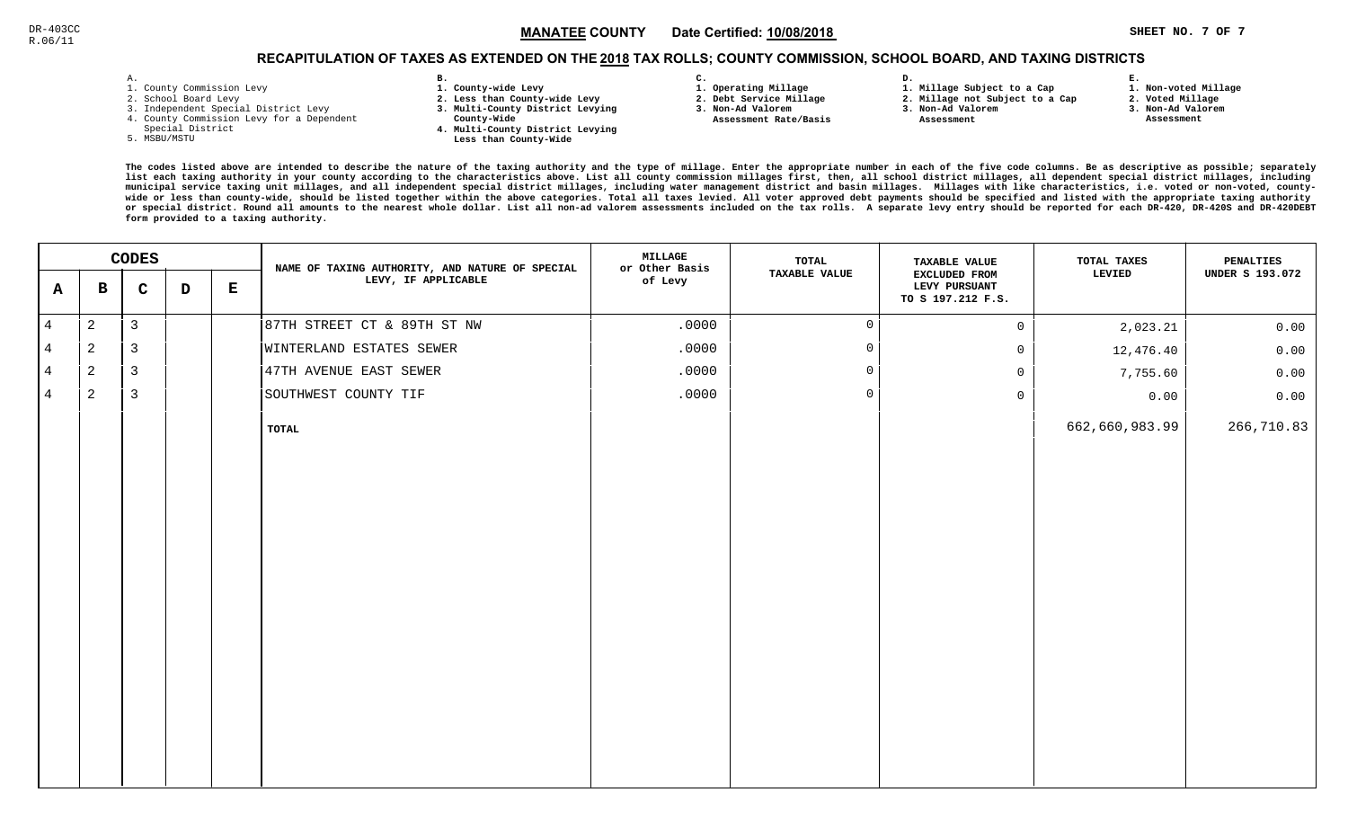DR-403CC
R.06/11

**MANATEE COUNTY** Date Certified: **10/08/2018**

SHEET NO. 7 OF 7

## RECAPITULATION OF TAXES AS EXTENDED ON THE 2018 TAX ROLLS; COUNTY COMMISSION, SCHOOL BOARD, AND TAXING DISTRICTS

A.
1. County Commission Levy
2. School Board Levy
3. Independent Special District Levy
4. County Commission Levy for a Dependent Special District
5. MSBU/MSTU

B.
1. County-wide Levy
2. Less than County-wide Levy
3. Multi-County District Levying County-Wide
4. Multi-County District Levying Less than County-Wide

C.
1. Operating Millage
2. Debt Service Millage
3. Non-Ad Valorem Assessment Rate/Basis

D.
1. Millage Subject to a Cap
2. Millage not Subject to a Cap
3. Non-Ad Valorem Assessment

E.
1. Non-voted Millage
2. Voted Millage
3. Non-Ad Valorem Assessment

**The codes listed above are intended to describe the nature of the taxing authority and the type of millage. Enter the appropriate number in each of the five code columns. Be as descriptive as possible; separately list each taxing authority in your county according to the characteristics above. List all county commission millages first, then, all school district millages, all dependent special district millages, including municipal service taxing unit millages, and all independent special district millages, including water management district and basin millages. Millages with like characteristics, i.e. voted or non-voted, county-wide or less than county-wide, should be listed together within the above categories. Total all taxes levied. All voter approved debt payments should be specified and listed with the appropriate taxing authority or special district. Round all amounts to the nearest whole dollar. List all non-ad valorem assessments included on the tax rolls. A separate levy entry should be reported for each DR-420, DR-420S and DR-420DEBT form provided to a taxing authority.**

| CODES A | B | C | D | E | NAME OF TAXING AUTHORITY, AND NATURE OF SPECIAL LEVY, IF APPLICABLE | MILLAGE or Other Basis of Levy | TOTAL TAXABLE VALUE | TAXABLE VALUE EXCLUDED FROM LEVY PURSUANT TO S 197.212 F.S. | TOTAL TAXES LEVIED | PENALTIES UNDER S 193.072 |
|---|---|---|---|---|---|---|---|---|---|---|
| 4 | 2 | 3 | | | 87TH STREET CT & 89TH ST NW | .0000 | 0 | 0 | 2,023.21 | 0.00 |
| 4 | 2 | 3 | | | WINTERLAND ESTATES SEWER | .0000 | 0 | 0 | 12,476.40 | 0.00 |
| 4 | 2 | 3 | | | 47TH AVENUE EAST SEWER | .0000 | 0 | 0 | 7,755.60 | 0.00 |
| 4 | 2 | 3 | | | SOUTHWEST COUNTY TIF | .0000 | 0 | 0 | 0.00 | 0.00 |
| | | | | | **TOTAL** | | | | 662,660,983.99 | 266,710.83 |